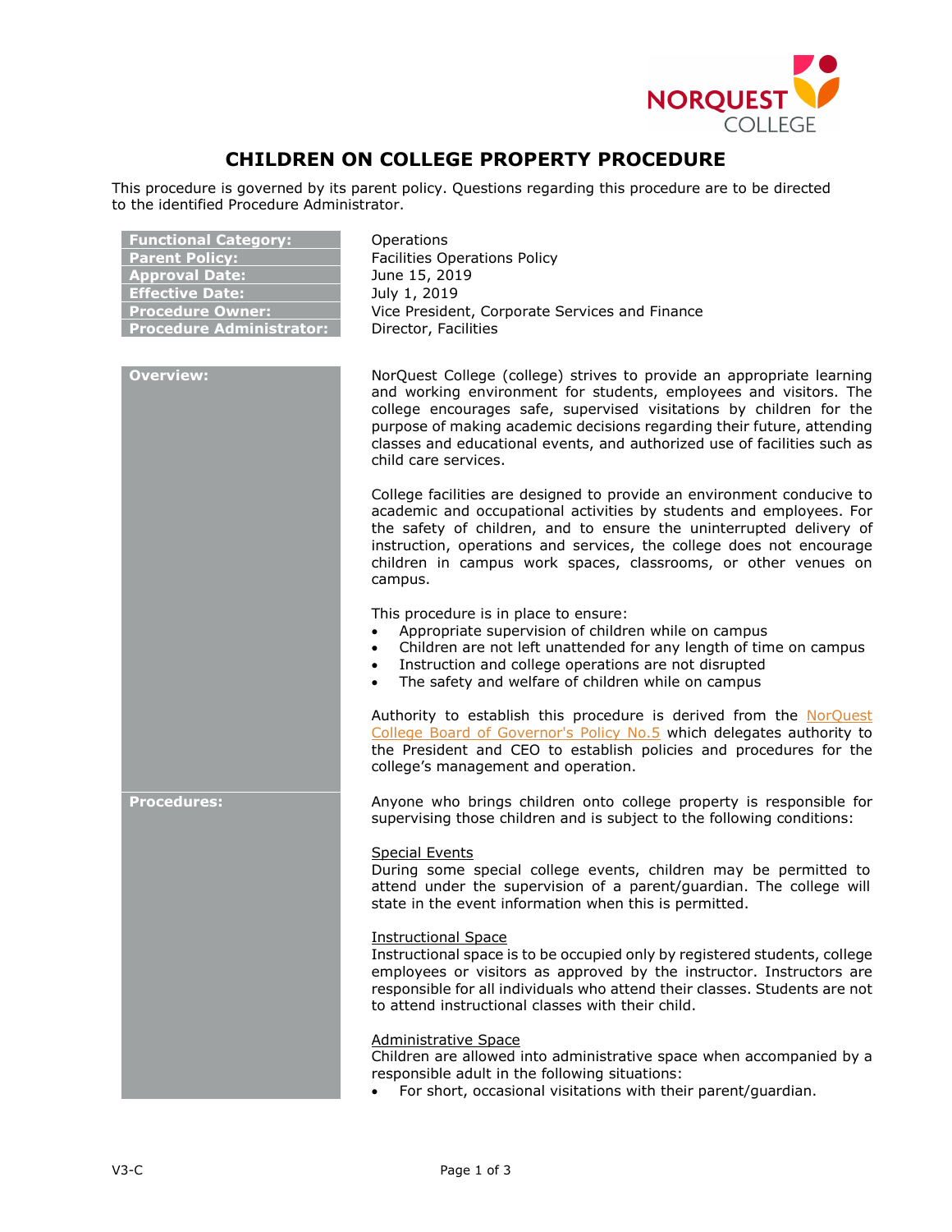# CHILDREN ON COLLEGE PROPERTY PROCEDURE

This procedure is governed by its parent policy. Questions regarding this procedure are to be directed to the identified Procedure Administrator.

| | |
|---|---|
| **Functional Category:** | Operations |
| **Parent Policy:** | Facilities Operations Policy |
| **Approval Date:** | June 15, 2019 |
| **Effective Date:** | July 1, 2019 |
| **Procedure Owner:** | Vice President, Corporate Services and Finance |
| **Procedure Administrator:** | Director, Facilities |

## Overview:

NorQuest College (college) strives to provide an appropriate learning and working environment for students, employees and visitors. The college encourages safe, supervised visitations by children for the purpose of making academic decisions regarding their future, attending classes and educational events, and authorized use of facilities such as child care services.

College facilities are designed to provide an environment conducive to academic and occupational activities by students and employees. For the safety of children, and to ensure the uninterrupted delivery of instruction, operations and services, the college does not encourage children in campus work spaces, classrooms, or other venues on campus.

This procedure is in place to ensure:

- Appropriate supervision of children while on campus
- Children are not left unattended for any length of time on campus
- Instruction and college operations are not disrupted
- The safety and welfare of children while on campus

Authority to establish this procedure is derived from the NorQuest College Board of Governor's Policy No.5 which delegates authority to the President and CEO to establish policies and procedures for the college's management and operation.

## Procedures:

Anyone who brings children onto college property is responsible for supervising those children and is subject to the following conditions:

<u>Special Events</u>
During some special college events, children may be permitted to attend under the supervision of a parent/guardian. The college will state in the event information when this is permitted.

<u>Instructional Space</u>
Instructional space is to be occupied only by registered students, college employees or visitors as approved by the instructor. Instructors are responsible for all individuals who attend their classes. Students are not to attend instructional classes with their child.

<u>Administrative Space</u>
Children are allowed into administrative space when accompanied by a responsible adult in the following situations:

- For short, occasional visitations with their parent/guardian.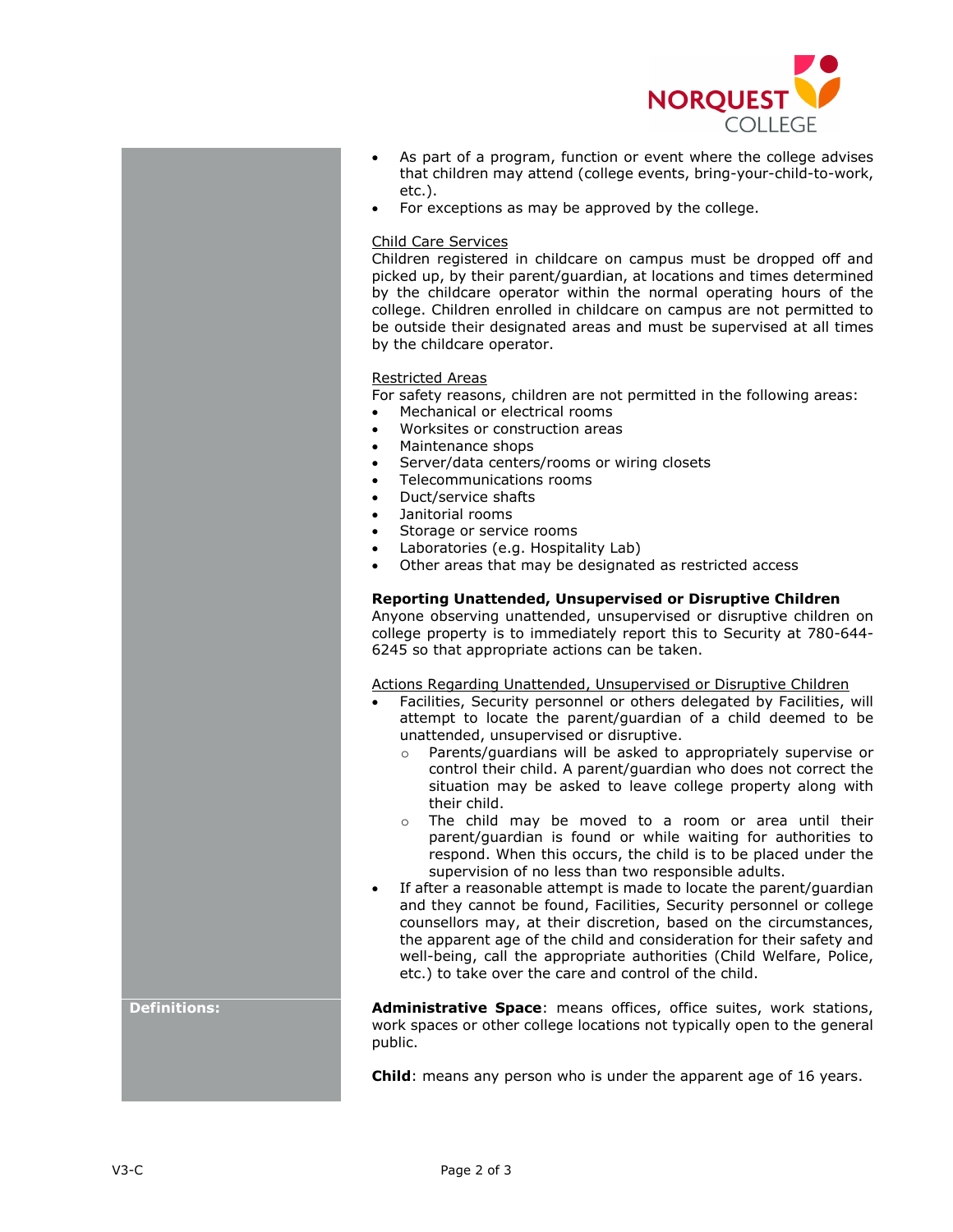- As part of a program, function or event where the college advises that children may attend (college events, bring-your-child-to-work, etc.).
- For exceptions as may be approved by the college.

Child Care Services

Children registered in childcare on campus must be dropped off and picked up, by their parent/guardian, at locations and times determined by the childcare operator within the normal operating hours of the college. Children enrolled in childcare on campus are not permitted to be outside their designated areas and must be supervised at all times by the childcare operator.

Restricted Areas

For safety reasons, children are not permitted in the following areas:

- Mechanical or electrical rooms
- Worksites or construction areas
- Maintenance shops
- Server/data centers/rooms or wiring closets
- Telecommunications rooms
- Duct/service shafts
- Janitorial rooms
- Storage or service rooms
- Laboratories (e.g. Hospitality Lab)
- Other areas that may be designated as restricted access

**Reporting Unattended, Unsupervised or Disruptive Children**

Anyone observing unattended, unsupervised or disruptive children on college property is to immediately report this to Security at 780-644-6245 so that appropriate actions can be taken.

Actions Regarding Unattended, Unsupervised or Disruptive Children

- Facilities, Security personnel or others delegated by Facilities, will attempt to locate the parent/guardian of a child deemed to be unattended, unsupervised or disruptive.
  - Parents/guardians will be asked to appropriately supervise or control their child. A parent/guardian who does not correct the situation may be asked to leave college property along with their child.
  - The child may be moved to a room or area until their parent/guardian is found or while waiting for authorities to respond. When this occurs, the child is to be placed under the supervision of no less than two responsible adults.
- If after a reasonable attempt is made to locate the parent/guardian and they cannot be found, Facilities, Security personnel or college counsellors may, at their discretion, based on the circumstances, the apparent age of the child and consideration for their safety and well-being, call the appropriate authorities (Child Welfare, Police, etc.) to take over the care and control of the child.

**Definitions:**

**Administrative Space**: means offices, office suites, work stations, work spaces or other college locations not typically open to the general public.

**Child**: means any person who is under the apparent age of 16 years.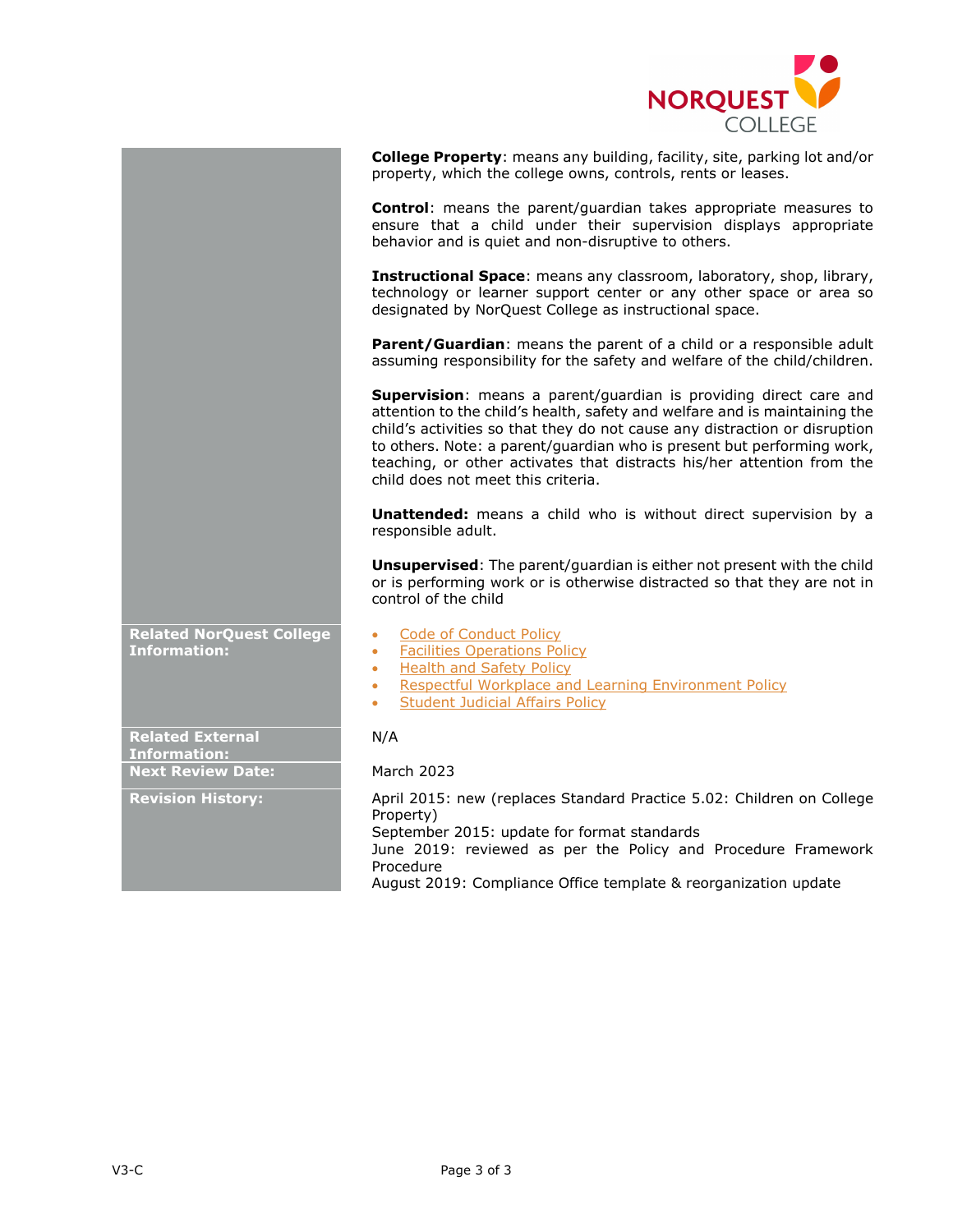**College Property**: means any building, facility, site, parking lot and/or property, which the college owns, controls, rents or leases.

**Control**: means the parent/guardian takes appropriate measures to ensure that a child under their supervision displays appropriate behavior and is quiet and non-disruptive to others.

**Instructional Space**: means any classroom, laboratory, shop, library, technology or learner support center or any other space or area so designated by NorQuest College as instructional space.

**Parent/Guardian**: means the parent of a child or a responsible adult assuming responsibility for the safety and welfare of the child/children.

**Supervision**: means a parent/guardian is providing direct care and attention to the child's health, safety and welfare and is maintaining the child's activities so that they do not cause any distraction or disruption to others. Note: a parent/guardian who is present but performing work, teaching, or other activates that distracts his/her attention from the child does not meet this criteria.

**Unattended:** means a child who is without direct supervision by a responsible adult.

**Unsupervised**: The parent/guardian is either not present with the child or is performing work or is otherwise distracted so that they are not in control of the child

| | |
|---|---|
| **Related NorQuest College Information:** | • Code of Conduct Policy<br>• Facilities Operations Policy<br>• Health and Safety Policy<br>• Respectful Workplace and Learning Environment Policy<br>• Student Judicial Affairs Policy |
| **Related External Information:** | N/A |
| **Next Review Date:** | March 2023 |
| **Revision History:** | April 2015: new (replaces Standard Practice 5.02: Children on College Property)<br>September 2015: update for format standards<br>June 2019: reviewed as per the Policy and Procedure Framework Procedure<br>August 2019: Compliance Office template & reorganization update |

V3-C